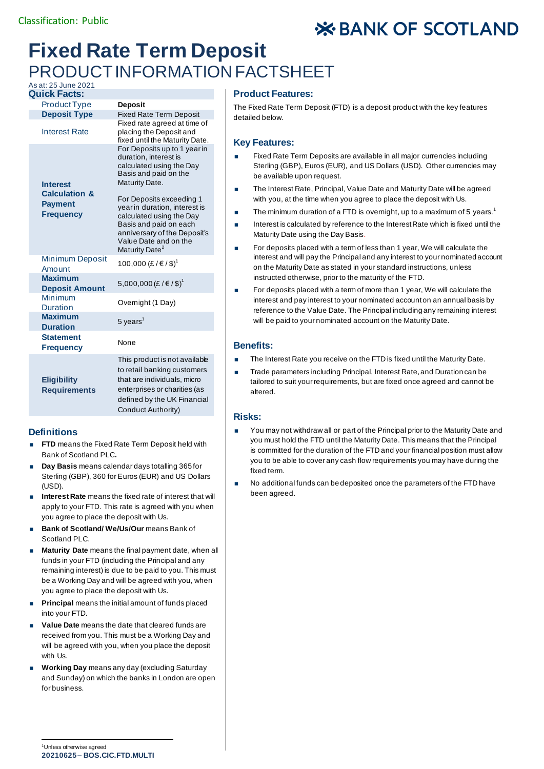Classification: Public

BANK OF SCOTLAND

# Fixed Rate Term Deposit

## PRODUCT INFORMATION FACTSHEET

As at: 25 June 2021

### Quick Facts:

| | |
|---|---|
| Product Type | **Deposit** |
| **Deposit Type** | Fixed Rate Term Deposit |
| Interest Rate | Fixed rate agreed at time of placing the Deposit and fixed until the Maturity Date. |
| **Interest Calculation & Payment Frequency** | For Deposits up to 1 year in duration, interest is calculated using the Day Basis and paid on the Maturity Date.<br><br>For Deposits exceeding 1 year in duration, interest is calculated using the Day Basis and paid on each anniversary of the Deposit's Value Date and on the Maturity Date[2] |
| Minimum Deposit Amount | 100,000 (£ / € / $)[1] |
| **Maximum Deposit Amount** | 5,000,000 (£ / € / $)[1] |
| Minimum Duration | Overnight (1 Day) |
| **Maximum Duration** | 5 years[1] |
| **Statement Frequency** | None |
| **Eligibility Requirements** | This product is not available to retail banking customers that are individuals, micro enterprises or charities (as defined by the UK Financial Conduct Authority) |

### Definitions

- **FTD** means the Fixed Rate Term Deposit held with Bank of Scotland PLC**.**
- **Day Basis** means calendar days totalling 365 for Sterling (GBP), 360 for Euros (EUR) and US Dollars (USD).
- **Interest Rate** means the fixed rate of interest that will apply to your FTD. This rate is agreed with you when you agree to place the deposit with Us.
- **Bank of Scotland/ We/Us/Our** means Bank of Scotland PLC.
- **Maturity Date** means the final payment date, when all funds in your FTD (including the Principal and any remaining interest) is due to be paid to you. This must be a Working Day and will be agreed with you, when you agree to place the deposit with Us.
- **Principal** means the initial amount of funds placed into your FTD.
- **Value Date** means the date that cleared funds are received from you. This must be a Working Day and will be agreed with you, when you place the deposit with Us.
- **Working Day** means any day (excluding Saturday and Sunday) on which the banks in London are open for business.

### Product Features:

The Fixed Rate Term Deposit (FTD) is a deposit product with the key features detailed below.

### Key Features:

- Fixed Rate Term Deposits are available in all major currencies including Sterling (GBP), Euros (EUR), and US Dollars (USD). Other currencies may be available upon request.
- The Interest Rate, Principal, Value Date and Maturity Date will be agreed with you, at the time when you agree to place the deposit with Us.
- The minimum duration of a FTD is overnight, up to a maximum of 5 years.[1]
- Interest is calculated by reference to the Interest Rate which is fixed until the Maturity Date using the Day Basis.
- For deposits placed with a term of less than 1 year, We will calculate the interest and will pay the Principal and any interest to your nominated account on the Maturity Date as stated in your standard instructions, unless instructed otherwise, prior to the maturity of the FTD.
- For deposits placed with a term of more than 1 year, We will calculate the interest and pay interest to your nominated account on an annual basis by reference to the Value Date. The Principal including any remaining interest will be paid to your nominated account on the Maturity Date.

### Benefits:

- The Interest Rate you receive on the FTD is fixed until the Maturity Date.
- Trade parameters including Principal, Interest Rate, and Duration can be tailored to suit your requirements, but are fixed once agreed and cannot be altered.

### Risks:

- You may not withdraw all or part of the Principal prior to the Maturity Date and you must hold the FTD until the Maturity Date. This means that the Principal is committed for the duration of the FTD and your financial position must allow you to be able to cover any cash flow requirements you may have during the fixed term.
- No additional funds can be deposited once the parameters of the FTD have been agreed.

[1]Unless otherwise agreed

**20210625 – BOS.CIC.FTD.MULTI**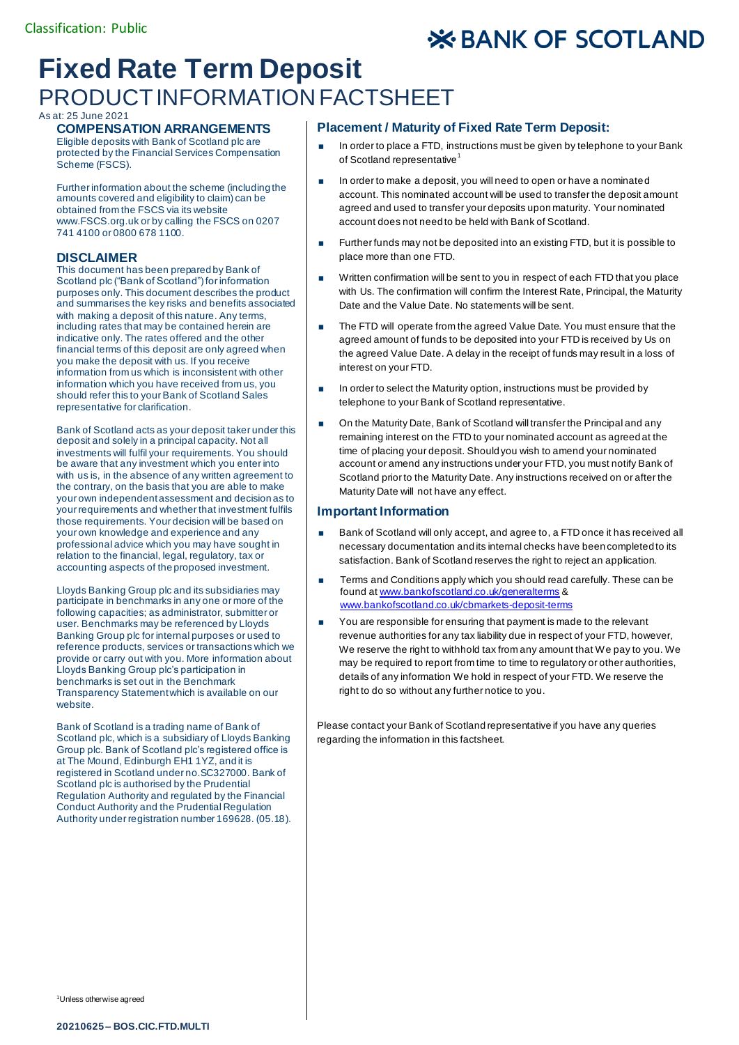Classification: Public

BANK OF SCOTLAND

# Fixed Rate Term Deposit

## PRODUCT INFORMATION FACTSHEET

As at: 25 June 2021

### COMPENSATION ARRANGEMENTS

Eligible deposits with Bank of Scotland plc are protected by the Financial Services Compensation Scheme (FSCS).

Further information about the scheme (including the amounts covered and eligibility to claim) can be obtained from the FSCS via its website www.FSCS.org.uk or by calling the FSCS on 0207 741 4100 or 0800 678 1100.

### DISCLAIMER

This document has been prepared by Bank of Scotland plc ("Bank of Scotland") for information purposes only. This document describes the product and summarises the key risks and benefits associated with making a deposit of this nature. Any terms, including rates that may be contained herein are indicative only. The rates offered and the other financial terms of this deposit are only agreed when you make the deposit with us. If you receive information from us which is inconsistent with other information which you have received from us, you should refer this to your Bank of Scotland Sales representative for clarification.

Bank of Scotland acts as your deposit taker under this deposit and solely in a principal capacity. Not all investments will fulfil your requirements. You should be aware that any investment which you enter into with us is, in the absence of any written agreement to the contrary, on the basis that you are able to make your own independent assessment and decision as to your requirements and whether that investment fulfils those requirements. Your decision will be based on your own knowledge and experience and any professional advice which you may have sought in relation to the financial, legal, regulatory, tax or accounting aspects of the proposed investment.

Lloyds Banking Group plc and its subsidiaries may participate in benchmarks in any one or more of the following capacities; as administrator, submitter or user. Benchmarks may be referenced by Lloyds Banking Group plc for internal purposes or used to reference products, services or transactions which we provide or carry out with you. More information about Lloyds Banking Group plc's participation in benchmarks is set out in the Benchmark Transparency Statement which is available on our website.

Bank of Scotland is a trading name of Bank of Scotland plc, which is a subsidiary of Lloyds Banking Group plc. Bank of Scotland plc's registered office is at The Mound, Edinburgh EH1 1YZ, and it is registered in Scotland under no.SC327000. Bank of Scotland plc is authorised by the Prudential Regulation Authority and regulated by the Financial Conduct Authority and the Prudential Regulation Authority under registration number 169628. (05.18).

### Placement / Maturity of Fixed Rate Term Deposit:

- In order to place a FTD, instructions must be given by telephone to your Bank of Scotland representative[1]
- In order to make a deposit, you will need to open or have a nominated account. This nominated account will be used to transfer the deposit amount agreed and used to transfer your deposits upon maturity. Your nominated account does not need to be held with Bank of Scotland.
- Further funds may not be deposited into an existing FTD, but it is possible to place more than one FTD.
- Written confirmation will be sent to you in respect of each FTD that you place with Us. The confirmation will confirm the Interest Rate, Principal, the Maturity Date and the Value Date. No statements will be sent.
- The FTD will operate from the agreed Value Date. You must ensure that the agreed amount of funds to be deposited into your FTD is received by Us on the agreed Value Date. A delay in the receipt of funds may result in a loss of interest on your FTD.
- In order to select the Maturity option, instructions must be provided by telephone to your Bank of Scotland representative.
- On the Maturity Date, Bank of Scotland will transfer the Principal and any remaining interest on the FTD to your nominated account as agreed at the time of placing your deposit. Should you wish to amend your nominated account or amend any instructions under your FTD, you must notify Bank of Scotland prior to the Maturity Date. Any instructions received on or after the Maturity Date will not have any effect.

### Important Information

- Bank of Scotland will only accept, and agree to, a FTD once it has received all necessary documentation and its internal checks have been completed to its satisfaction. Bank of Scotland reserves the right to reject an application.
- Terms and Conditions apply which you should read carefully. These can be found at www.bankofscotland.co.uk/generalterms & www.bankofscotland.co.uk/cbmarkets-deposit-terms
- You are responsible for ensuring that payment is made to the relevant revenue authorities for any tax liability due in respect of your FTD, however, We reserve the right to withhold tax from any amount that We pay to you. We may be required to report from time to time to regulatory or other authorities, details of any information We hold in respect of your FTD. We reserve the right to do so without any further notice to you.

Please contact your Bank of Scotland representative if you have any queries regarding the information in this factsheet.

[1] Unless otherwise agreed

20210625 – BOS.CIC.FTD.MULTI